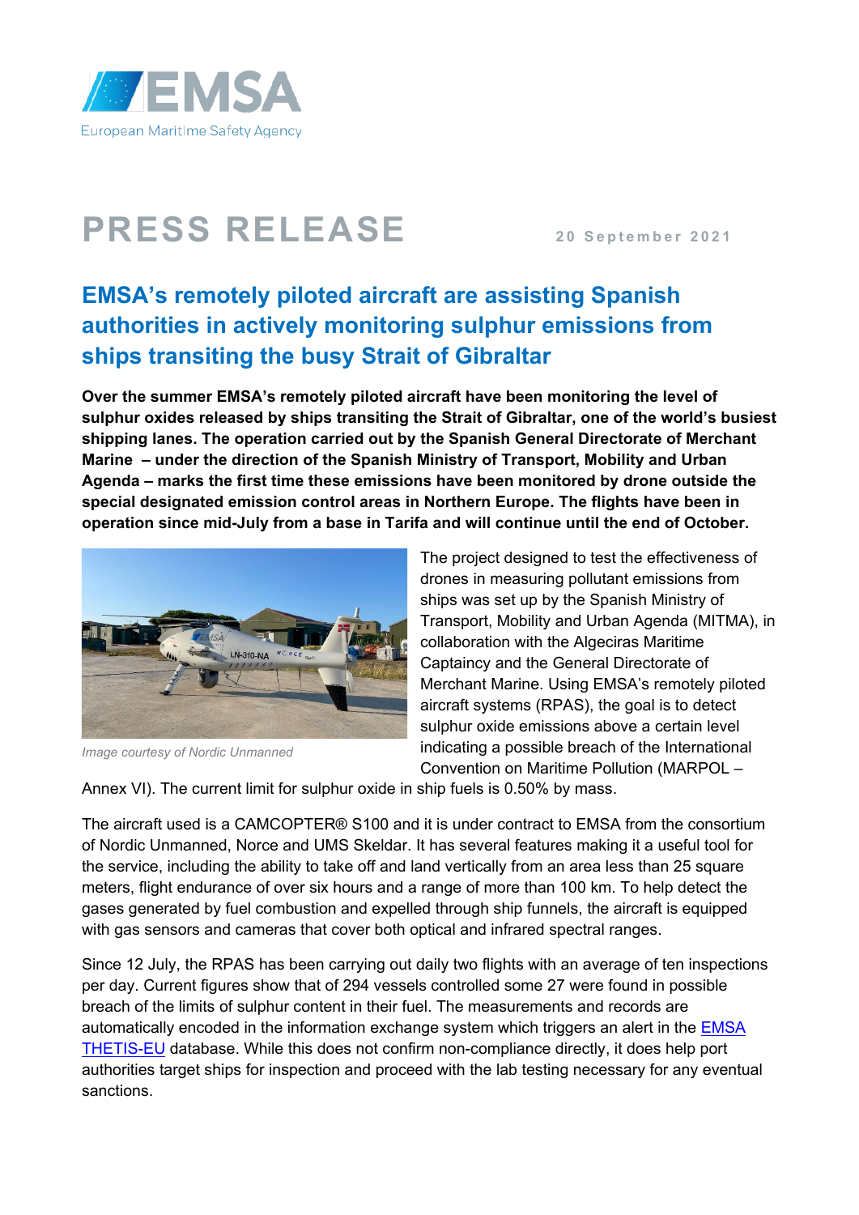European Maritime Safety Agency

# PRESS RELEASE

20 September 2021

## EMSA's remotely piloted aircraft are assisting Spanish authorities in actively monitoring sulphur emissions from ships transiting the busy Strait of Gibraltar

**Over the summer EMSA's remotely piloted aircraft have been monitoring the level of sulphur oxides released by ships transiting the Strait of Gibraltar, one of the world's busiest shipping lanes. The operation carried out by the Spanish General Directorate of Merchant Marine – under the direction of the Spanish Ministry of Transport, Mobility and Urban Agenda – marks the first time these emissions have been monitored by drone outside the special designated emission control areas in Northern Europe. The flights have been in operation since mid-July from a base in Tarifa and will continue until the end of October.**

*Image courtesy of Nordic Unmanned*

The project designed to test the effectiveness of drones in measuring pollutant emissions from ships was set up by the Spanish Ministry of Transport, Mobility and Urban Agenda (MITMA), in collaboration with the Algeciras Maritime Captaincy and the General Directorate of Merchant Marine. Using EMSA's remotely piloted aircraft systems (RPAS), the goal is to detect sulphur oxide emissions above a certain level indicating a possible breach of the International Convention on Maritime Pollution (MARPOL – Annex VI). The current limit for sulphur oxide in ship fuels is 0.50% by mass.

The aircraft used is a CAMCOPTER® S100 and it is under contract to EMSA from the consortium of Nordic Unmanned, Norce and UMS Skeldar. It has several features making it a useful tool for the service, including the ability to take off and land vertically from an area less than 25 square meters, flight endurance of over six hours and a range of more than 100 km. To help detect the gases generated by fuel combustion and expelled through ship funnels, the aircraft is equipped with gas sensors and cameras that cover both optical and infrared spectral ranges.

Since 12 July, the RPAS has been carrying out daily two flights with an average of ten inspections per day. Current figures show that of 294 vessels controlled some 27 were found in possible breach of the limits of sulphur content in their fuel. The measurements and records are automatically encoded in the information exchange system which triggers an alert in the EMSA THETIS-EU database. While this does not confirm non-compliance directly, it does help port authorities target ships for inspection and proceed with the lab testing necessary for any eventual sanctions.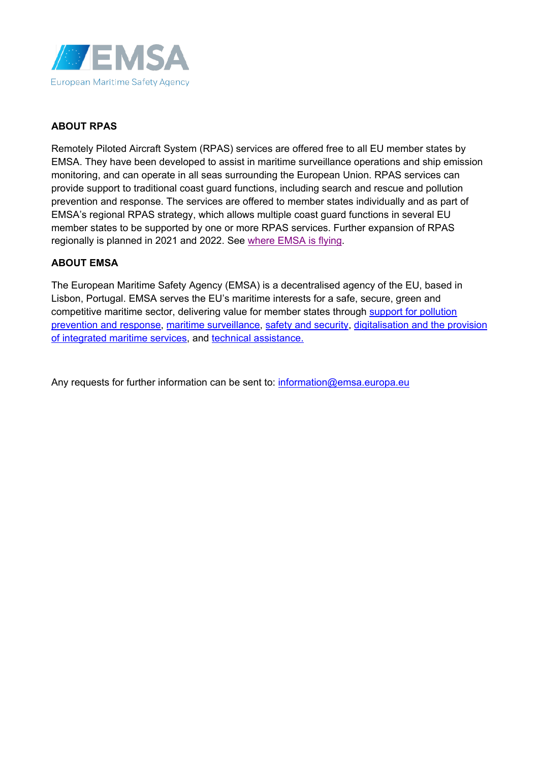## ABOUT RPAS

Remotely Piloted Aircraft System (RPAS) services are offered free to all EU member states by EMSA. They have been developed to assist in maritime surveillance operations and ship emission monitoring, and can operate in all seas surrounding the European Union. RPAS services can provide support to traditional coast guard functions, including search and rescue and pollution prevention and response. The services are offered to member states individually and as part of EMSA's regional RPAS strategy, which allows multiple coast guard functions in several EU member states to be supported by one or more RPAS services. Further expansion of RPAS regionally is planned in 2021 and 2022. See where EMSA is flying.

## ABOUT EMSA

The European Maritime Safety Agency (EMSA) is a decentralised agency of the EU, based in Lisbon, Portugal. EMSA serves the EU's maritime interests for a safe, secure, green and competitive maritime sector, delivering value for member states through support for pollution prevention and response, maritime surveillance, safety and security, digitalisation and the provision of integrated maritime services, and technical assistance.

Any requests for further information can be sent to: information@emsa.europa.eu